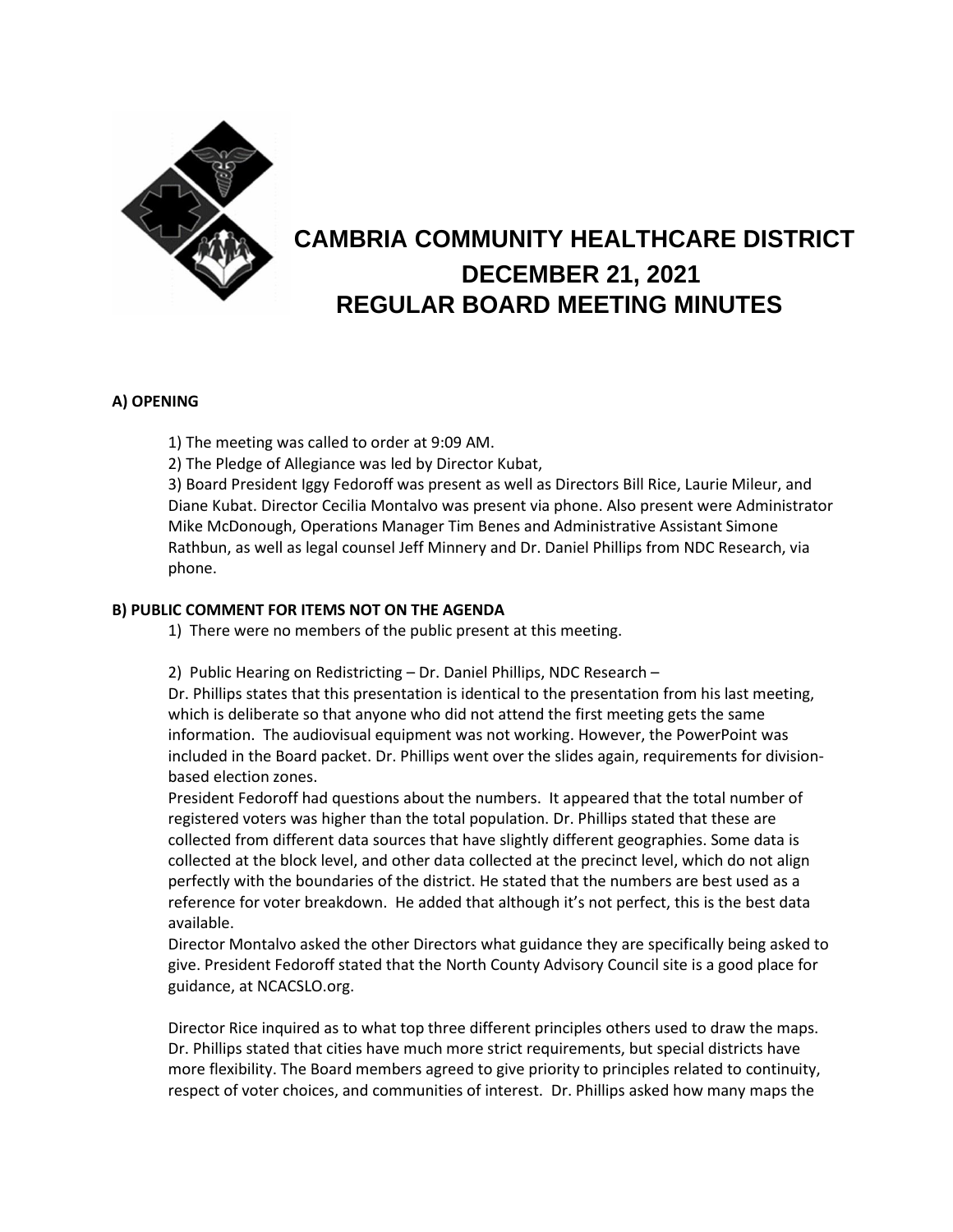# CAMBRIA COMMUNITY HEALTHCARE DISTRICT
## DECEMBER 21, 2021
## REGULAR BOARD MEETING MINUTES

**A) OPENING**

1) The meeting was called to order at 9:09 AM.

2) The Pledge of Allegiance was led by Director Kubat,

3) Board President Iggy Fedoroff was present as well as Directors Bill Rice, Laurie Mileur, and Diane Kubat. Director Cecilia Montalvo was present via phone. Also present were Administrator Mike McDonough, Operations Manager Tim Benes and Administrative Assistant Simone Rathbun, as well as legal counsel Jeff Minnery and Dr. Daniel Phillips from NDC Research, via phone.

**B) PUBLIC COMMENT FOR ITEMS NOT ON THE AGENDA**

1) There were no members of the public present at this meeting.

2) Public Hearing on Redistricting – Dr. Daniel Phillips, NDC Research –
Dr. Phillips states that this presentation is identical to the presentation from his last meeting, which is deliberate so that anyone who did not attend the first meeting gets the same information. The audiovisual equipment was not working. However, the PowerPoint was included in the Board packet. Dr. Phillips went over the slides again, requirements for division-based election zones.
President Fedoroff had questions about the numbers. It appeared that the total number of registered voters was higher than the total population. Dr. Phillips stated that these are collected from different data sources that have slightly different geographies. Some data is collected at the block level, and other data collected at the precinct level, which do not align perfectly with the boundaries of the district. He stated that the numbers are best used as a reference for voter breakdown. He added that although it's not perfect, this is the best data available.
Director Montalvo asked the other Directors what guidance they are specifically being asked to give. President Fedoroff stated that the North County Advisory Council site is a good place for guidance, at NCACSLO.org.

Director Rice inquired as to what top three different principles others used to draw the maps. Dr. Phillips stated that cities have much more strict requirements, but special districts have more flexibility. The Board members agreed to give priority to principles related to continuity, respect of voter choices, and communities of interest. Dr. Phillips asked how many maps the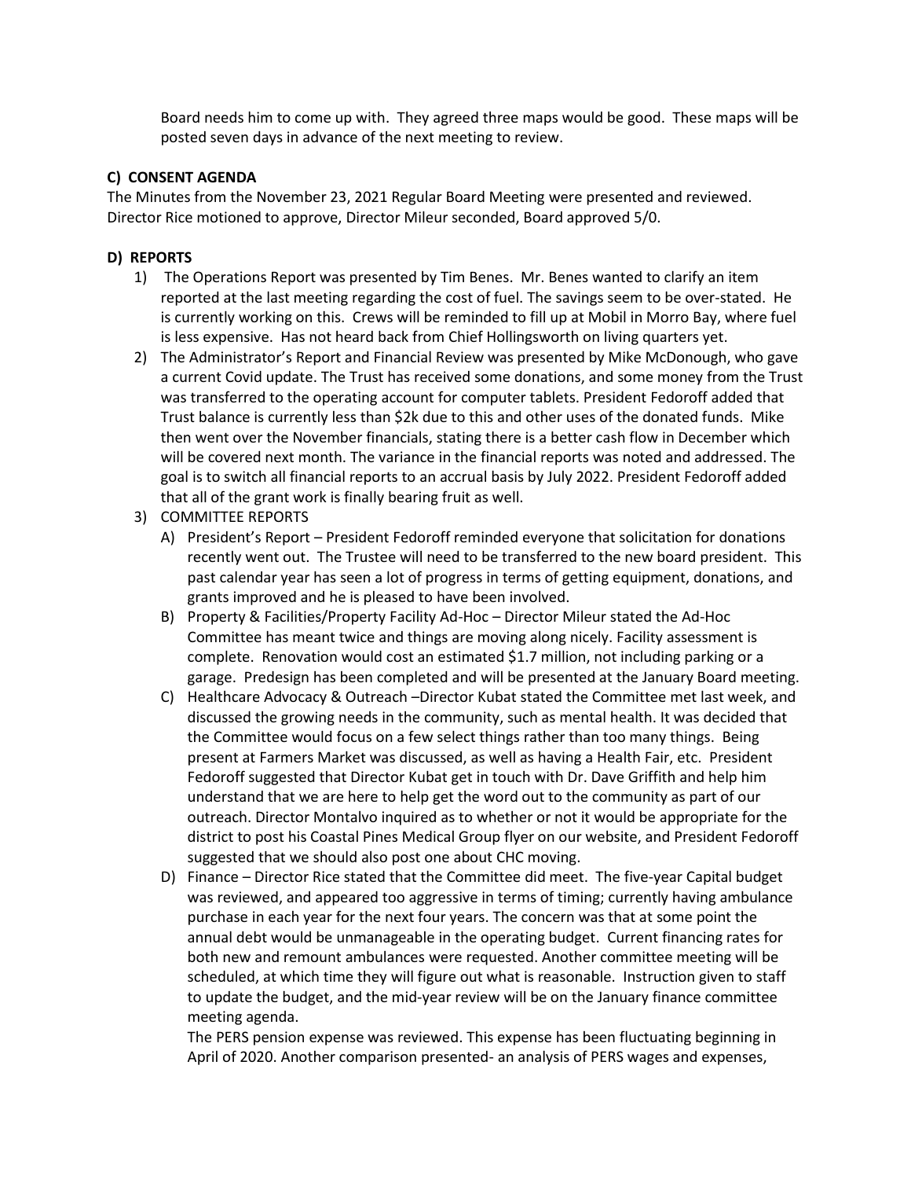Board needs him to come up with. They agreed three maps would be good. These maps will be posted seven days in advance of the next meeting to review.

**C) CONSENT AGENDA**

The Minutes from the November 23, 2021 Regular Board Meeting were presented and reviewed. Director Rice motioned to approve, Director Mileur seconded, Board approved 5/0.

**D) REPORTS**

1) The Operations Report was presented by Tim Benes. Mr. Benes wanted to clarify an item reported at the last meeting regarding the cost of fuel. The savings seem to be over-stated. He is currently working on this. Crews will be reminded to fill up at Mobil in Morro Bay, where fuel is less expensive. Has not heard back from Chief Hollingsworth on living quarters yet.
2) The Administrator's Report and Financial Review was presented by Mike McDonough, who gave a current Covid update. The Trust has received some donations, and some money from the Trust was transferred to the operating account for computer tablets. President Fedoroff added that Trust balance is currently less than $2k due to this and other uses of the donated funds. Mike then went over the November financials, stating there is a better cash flow in December which will be covered next month. The variance in the financial reports was noted and addressed. The goal is to switch all financial reports to an accrual basis by July 2022. President Fedoroff added that all of the grant work is finally bearing fruit as well.
3) COMMITTEE REPORTS
   A) President's Report – President Fedoroff reminded everyone that solicitation for donations recently went out. The Trustee will need to be transferred to the new board president. This past calendar year has seen a lot of progress in terms of getting equipment, donations, and grants improved and he is pleased to have been involved.
   B) Property & Facilities/Property Facility Ad-Hoc – Director Mileur stated the Ad-Hoc Committee has meant twice and things are moving along nicely. Facility assessment is complete. Renovation would cost an estimated $1.7 million, not including parking or a garage. Predesign has been completed and will be presented at the January Board meeting.
   C) Healthcare Advocacy & Outreach –Director Kubat stated the Committee met last week, and discussed the growing needs in the community, such as mental health. It was decided that the Committee would focus on a few select things rather than too many things. Being present at Farmers Market was discussed, as well as having a Health Fair, etc. President Fedoroff suggested that Director Kubat get in touch with Dr. Dave Griffith and help him understand that we are here to help get the word out to the community as part of our outreach. Director Montalvo inquired as to whether or not it would be appropriate for the district to post his Coastal Pines Medical Group flyer on our website, and President Fedoroff suggested that we should also post one about CHC moving.
   D) Finance – Director Rice stated that the Committee did meet. The five-year Capital budget was reviewed, and appeared too aggressive in terms of timing; currently having ambulance purchase in each year for the next four years. The concern was that at some point the annual debt would be unmanageable in the operating budget. Current financing rates for both new and remount ambulances were requested. Another committee meeting will be scheduled, at which time they will figure out what is reasonable. Instruction given to staff to update the budget, and the mid-year review will be on the January finance committee meeting agenda.

      The PERS pension expense was reviewed. This expense has been fluctuating beginning in April of 2020. Another comparison presented- an analysis of PERS wages and expenses,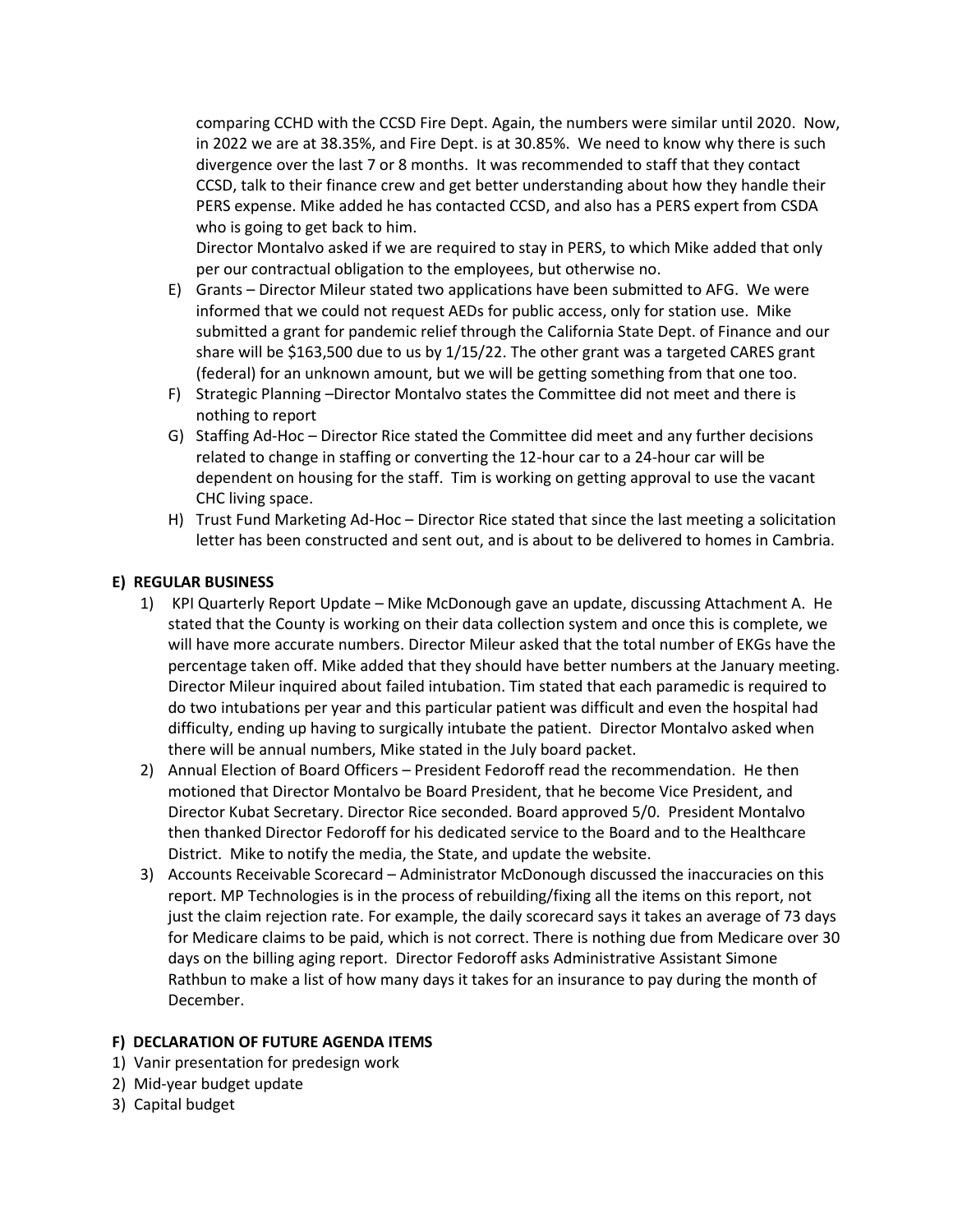comparing CCHD with the CCSD Fire Dept. Again, the numbers were similar until 2020. Now, in 2022 we are at 38.35%, and Fire Dept. is at 30.85%. We need to know why there is such divergence over the last 7 or 8 months. It was recommended to staff that they contact CCSD, talk to their finance crew and get better understanding about how they handle their PERS expense. Mike added he has contacted CCSD, and also has a PERS expert from CSDA who is going to get back to him.

Director Montalvo asked if we are required to stay in PERS, to which Mike added that only per our contractual obligation to the employees, but otherwise no.

E) Grants – Director Mileur stated two applications have been submitted to AFG. We were informed that we could not request AEDs for public access, only for station use. Mike submitted a grant for pandemic relief through the California State Dept. of Finance and our share will be $163,500 due to us by 1/15/22. The other grant was a targeted CARES grant (federal) for an unknown amount, but we will be getting something from that one too.

F) Strategic Planning –Director Montalvo states the Committee did not meet and there is nothing to report

G) Staffing Ad-Hoc – Director Rice stated the Committee did meet and any further decisions related to change in staffing or converting the 12-hour car to a 24-hour car will be dependent on housing for the staff. Tim is working on getting approval to use the vacant CHC living space.

H) Trust Fund Marketing Ad-Hoc – Director Rice stated that since the last meeting a solicitation letter has been constructed and sent out, and is about to be delivered to homes in Cambria.

## E) REGULAR BUSINESS

1) KPI Quarterly Report Update – Mike McDonough gave an update, discussing Attachment A. He stated that the County is working on their data collection system and once this is complete, we will have more accurate numbers. Director Mileur asked that the total number of EKGs have the percentage taken off. Mike added that they should have better numbers at the January meeting. Director Mileur inquired about failed intubation. Tim stated that each paramedic is required to do two intubations per year and this particular patient was difficult and even the hospital had difficulty, ending up having to surgically intubate the patient. Director Montalvo asked when there will be annual numbers, Mike stated in the July board packet.

2) Annual Election of Board Officers – President Fedoroff read the recommendation. He then motioned that Director Montalvo be Board President, that he become Vice President, and Director Kubat Secretary. Director Rice seconded. Board approved 5/0. President Montalvo then thanked Director Fedoroff for his dedicated service to the Board and to the Healthcare District. Mike to notify the media, the State, and update the website.

3) Accounts Receivable Scorecard – Administrator McDonough discussed the inaccuracies on this report. MP Technologies is in the process of rebuilding/fixing all the items on this report, not just the claim rejection rate. For example, the daily scorecard says it takes an average of 73 days for Medicare claims to be paid, which is not correct. There is nothing due from Medicare over 30 days on the billing aging report. Director Fedoroff asks Administrative Assistant Simone Rathbun to make a list of how many days it takes for an insurance to pay during the month of December.

## F) DECLARATION OF FUTURE AGENDA ITEMS

1) Vanir presentation for predesign work
2) Mid-year budget update
3) Capital budget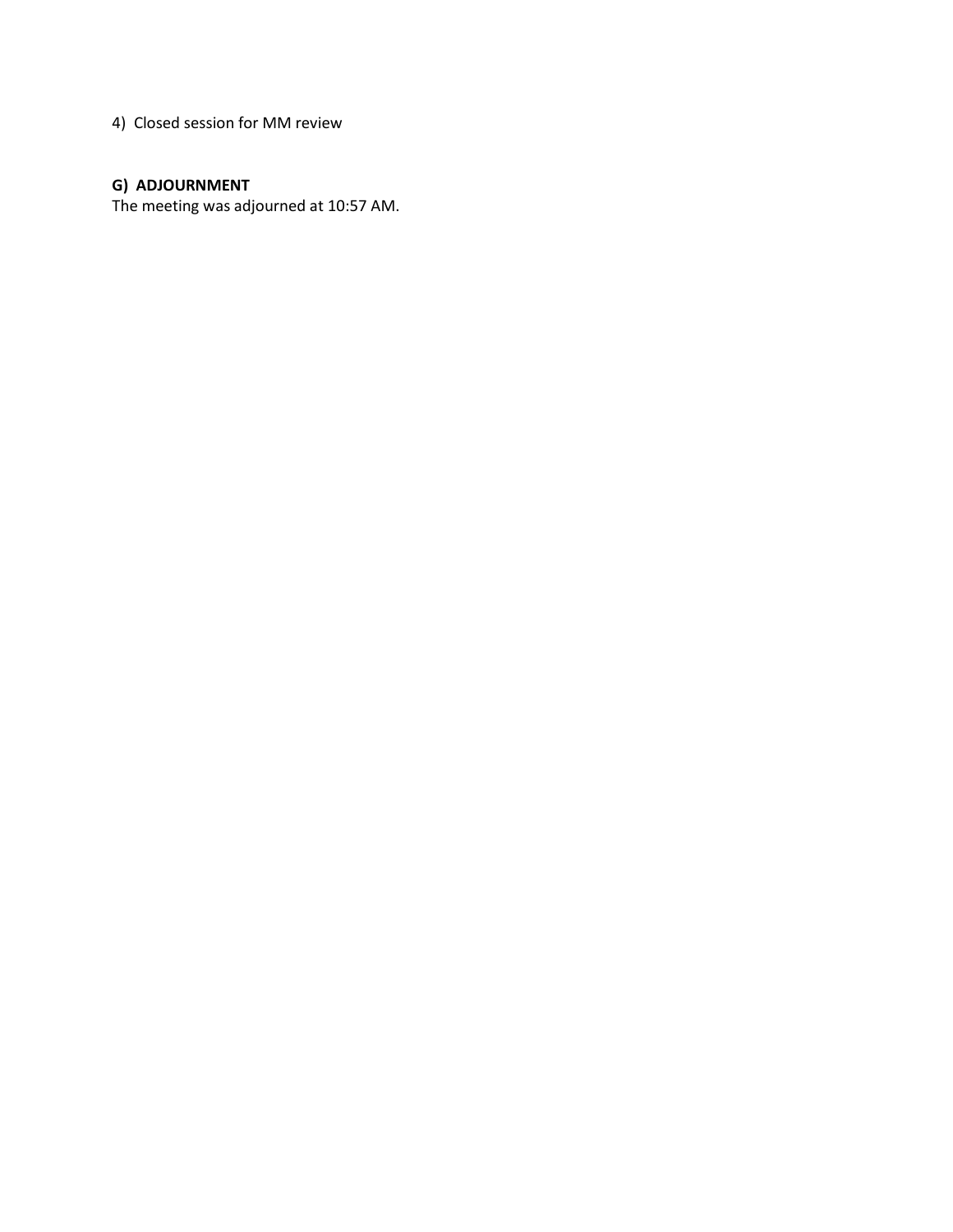4) Closed session for MM review

## G) ADJOURNMENT

The meeting was adjourned at 10:57 AM.